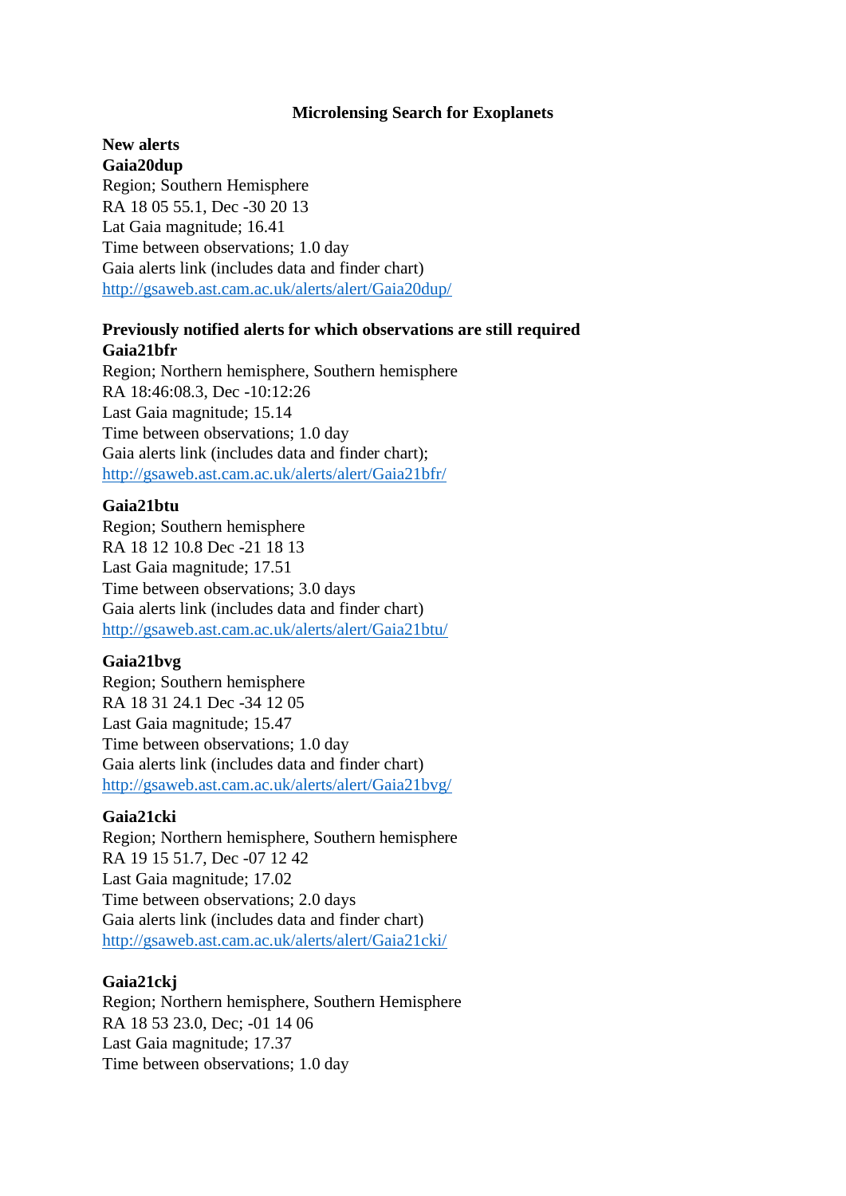# Microlensing Search for Exoplanets

**New alerts**

**Gaia20dup**
Region; Southern Hemisphere
RA 18 05 55.1, Dec -30 20 13
Lat Gaia magnitude; 16.41
Time between observations; 1.0 day
Gaia alerts link (includes data and finder chart)
http://gsaweb.ast.cam.ac.uk/alerts/alert/Gaia20dup/

**Previously notified alerts for which observations are still required**

**Gaia21bfr**
Region; Northern hemisphere, Southern hemisphere
RA 18:46:08.3, Dec -10:12:26
Last Gaia magnitude; 15.14
Time between observations; 1.0 day
Gaia alerts link (includes data and finder chart);
http://gsaweb.ast.cam.ac.uk/alerts/alert/Gaia21bfr/

**Gaia21btu**
Region; Southern hemisphere
RA 18 12 10.8 Dec -21 18 13
Last Gaia magnitude; 17.51
Time between observations; 3.0 days
Gaia alerts link (includes data and finder chart)
http://gsaweb.ast.cam.ac.uk/alerts/alert/Gaia21btu/

**Gaia21bvg**
Region; Southern hemisphere
RA 18 31 24.1 Dec -34 12 05
Last Gaia magnitude; 15.47
Time between observations; 1.0 day
Gaia alerts link (includes data and finder chart)
http://gsaweb.ast.cam.ac.uk/alerts/alert/Gaia21bvg/

**Gaia21cki**
Region; Northern hemisphere, Southern hemisphere
RA 19 15 51.7, Dec -07 12 42
Last Gaia magnitude; 17.02
Time between observations; 2.0 days
Gaia alerts link (includes data and finder chart)
http://gsaweb.ast.cam.ac.uk/alerts/alert/Gaia21cki/

**Gaia21ckj**
Region; Northern hemisphere, Southern Hemisphere
RA 18 53 23.0, Dec; -01 14 06
Last Gaia magnitude; 17.37
Time between observations; 1.0 day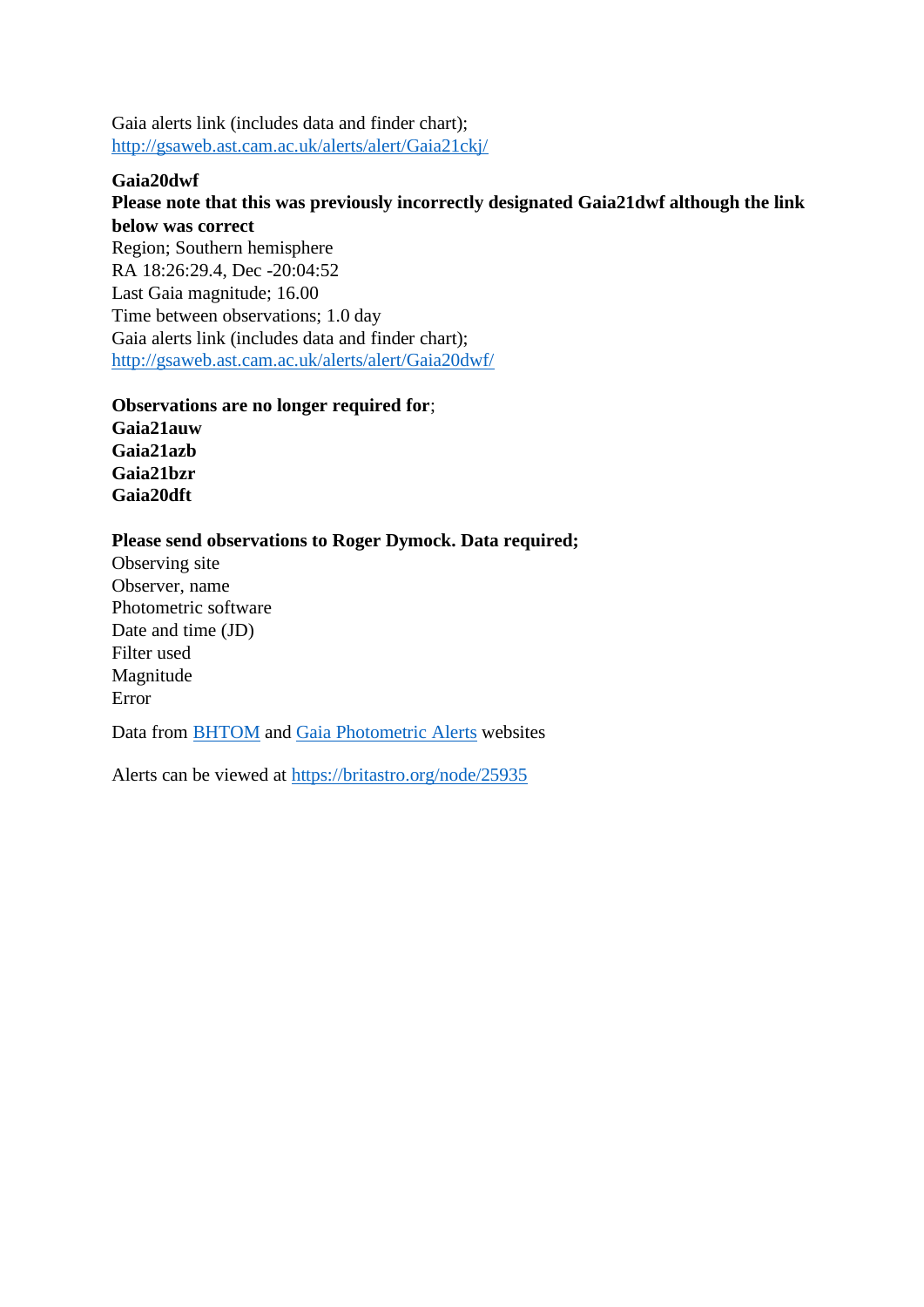Gaia alerts link (includes data and finder chart);
http://gsaweb.ast.cam.ac.uk/alerts/alert/Gaia21ckj/

**Gaia20dwf**
**Please note that this was previously incorrectly designated Gaia21dwf although the link below was correct**
Region; Southern hemisphere
RA 18:26:29.4, Dec -20:04:52
Last Gaia magnitude; 16.00
Time between observations; 1.0 day
Gaia alerts link (includes data and finder chart);
http://gsaweb.ast.cam.ac.uk/alerts/alert/Gaia20dwf/

**Observations are no longer required for**;
**Gaia21auw**
**Gaia21azb**
**Gaia21bzr**
**Gaia20dft**

**Please send observations to Roger Dymock. Data required;**
Observing site
Observer, name
Photometric software
Date and time (JD)
Filter used
Magnitude
Error

Data from BHTOM and Gaia Photometric Alerts websites

Alerts can be viewed at https://britastro.org/node/25935